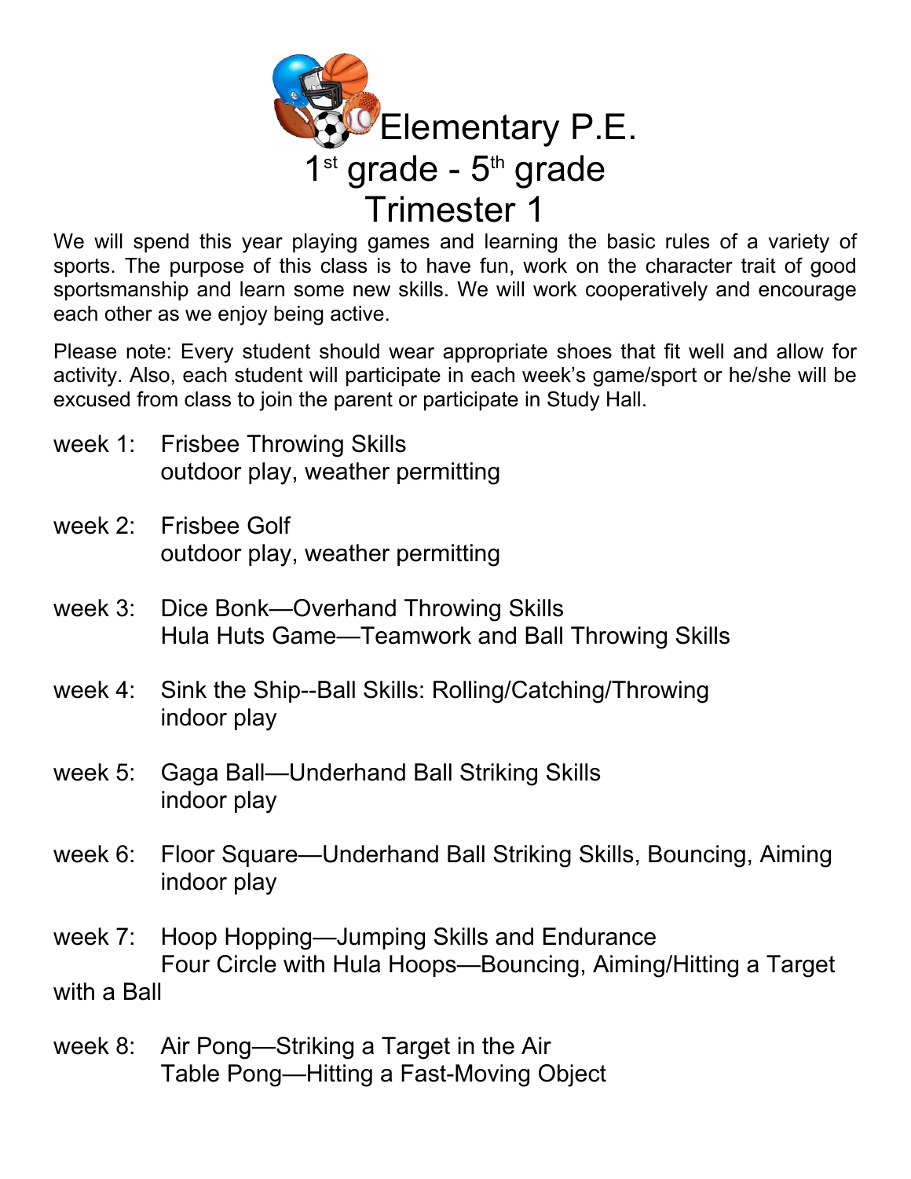# Elementary P.E.
## 1st grade - 5th grade
## Trimester 1

We will spend this year playing games and learning the basic rules of a variety of sports. The purpose of this class is to have fun, work on the character trait of good sportsmanship and learn some new skills. We will work cooperatively and encourage each other as we enjoy being active.

Please note: Every student should wear appropriate shoes that fit well and allow for activity. Also, each student will participate in each week's game/sport or he/she will be excused from class to join the parent or participate in Study Hall.

week 1: Frisbee Throwing Skills
outdoor play, weather permitting

week 2: Frisbee Golf
outdoor play, weather permitting

week 3: Dice Bonk—Overhand Throwing Skills
Hula Huts Game—Teamwork and Ball Throwing Skills

week 4: Sink the Ship--Ball Skills: Rolling/Catching/Throwing
indoor play

week 5: Gaga Ball—Underhand Ball Striking Skills
indoor play

week 6: Floor Square—Underhand Ball Striking Skills, Bouncing, Aiming
indoor play

week 7: Hoop Hopping—Jumping Skills and Endurance
Four Circle with Hula Hoops—Bouncing, Aiming/Hitting a Target with a Ball

week 8: Air Pong—Striking a Target in the Air
Table Pong—Hitting a Fast-Moving Object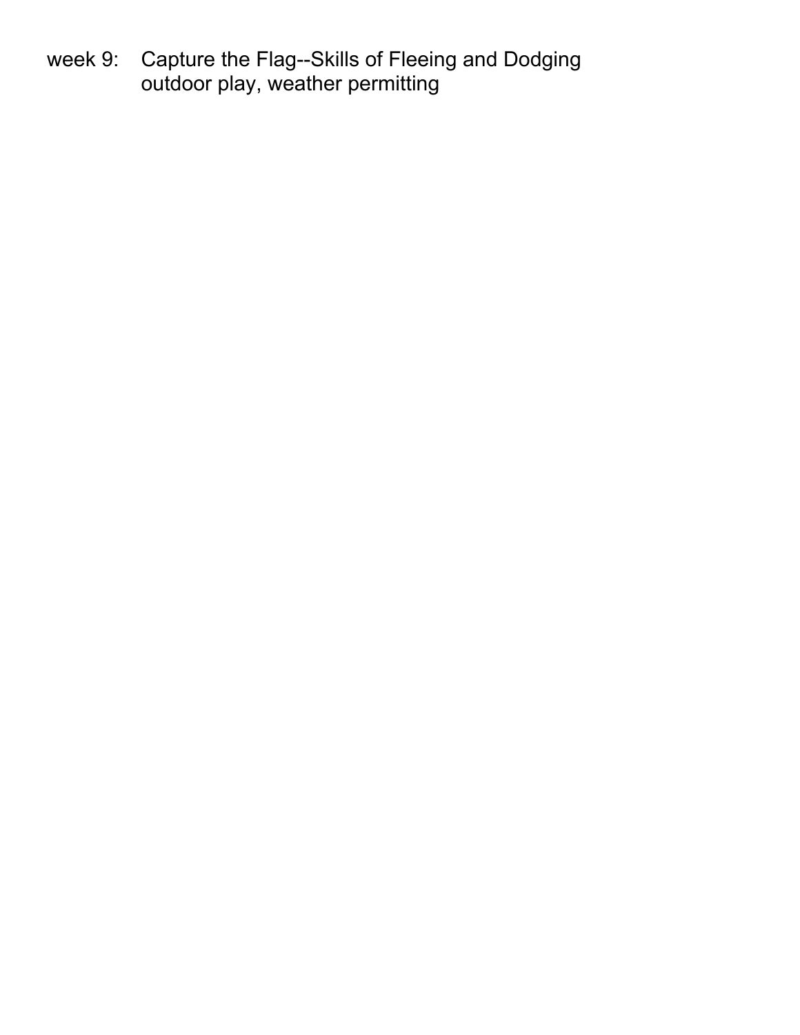week 9: Capture the Flag--Skills of Fleeing and Dodging
outdoor play, weather permitting